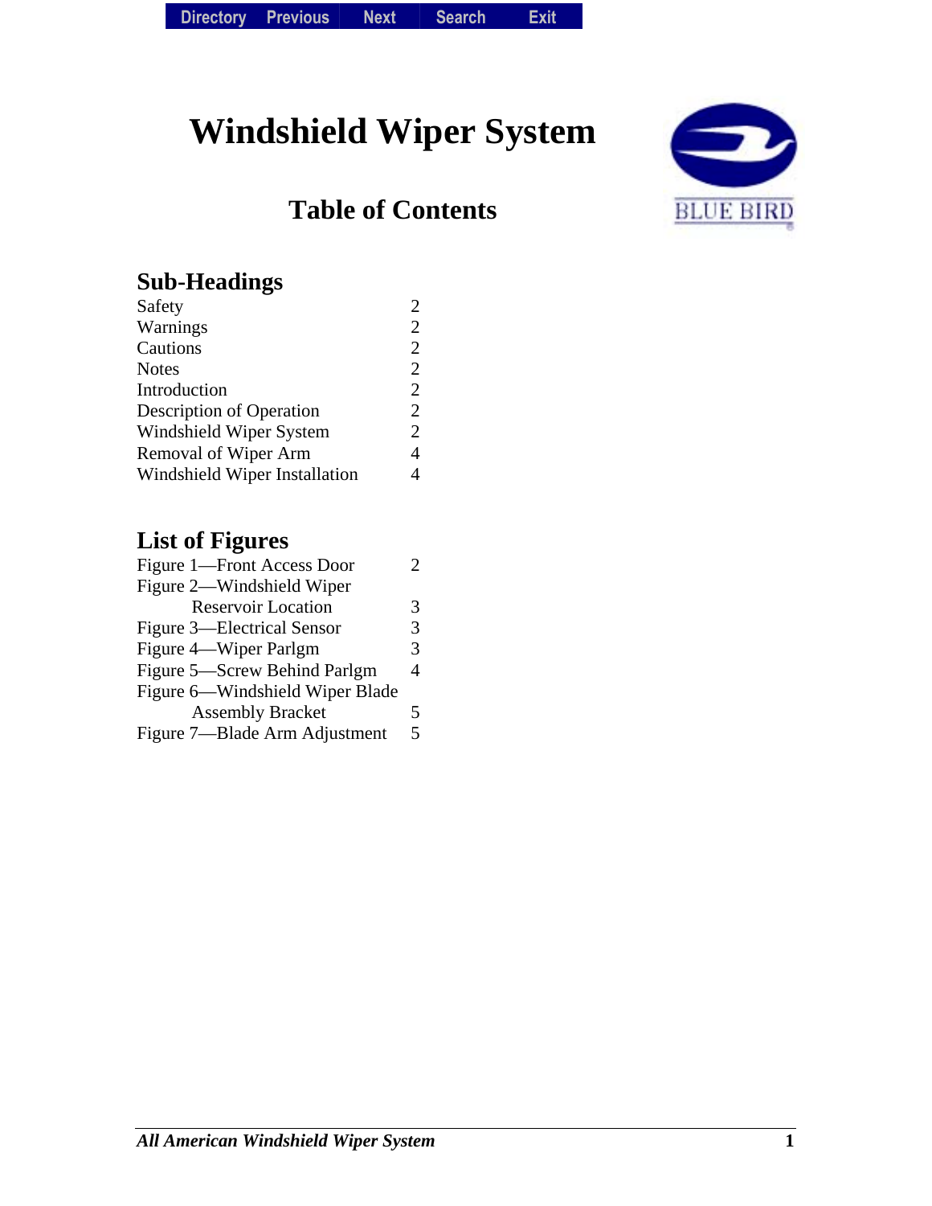# Windshield Wiper System

## Table of Contents

### Sub-Headings

| | |
|---|---|
| Safety | 2 |
| Warnings | 2 |
| Cautions | 2 |
| Notes | 2 |
| Introduction | 2 |
| Description of Operation | 2 |
| Windshield Wiper System | 2 |
| Removal of Wiper Arm | 4 |
| Windshield Wiper Installation | 4 |

### List of Figures

| | |
|---|---|
| Figure 1—Front Access Door | 2 |
| Figure 2—Windshield Wiper Reservoir Location | 3 |
| Figure 3—Electrical Sensor | 3 |
| Figure 4—Wiper Parlgm | 3 |
| Figure 5—Screw Behind Parlgm | 4 |
| Figure 6—Windshield Wiper Blade Assembly Bracket | 5 |
| Figure 7—Blade Arm Adjustment | 5 |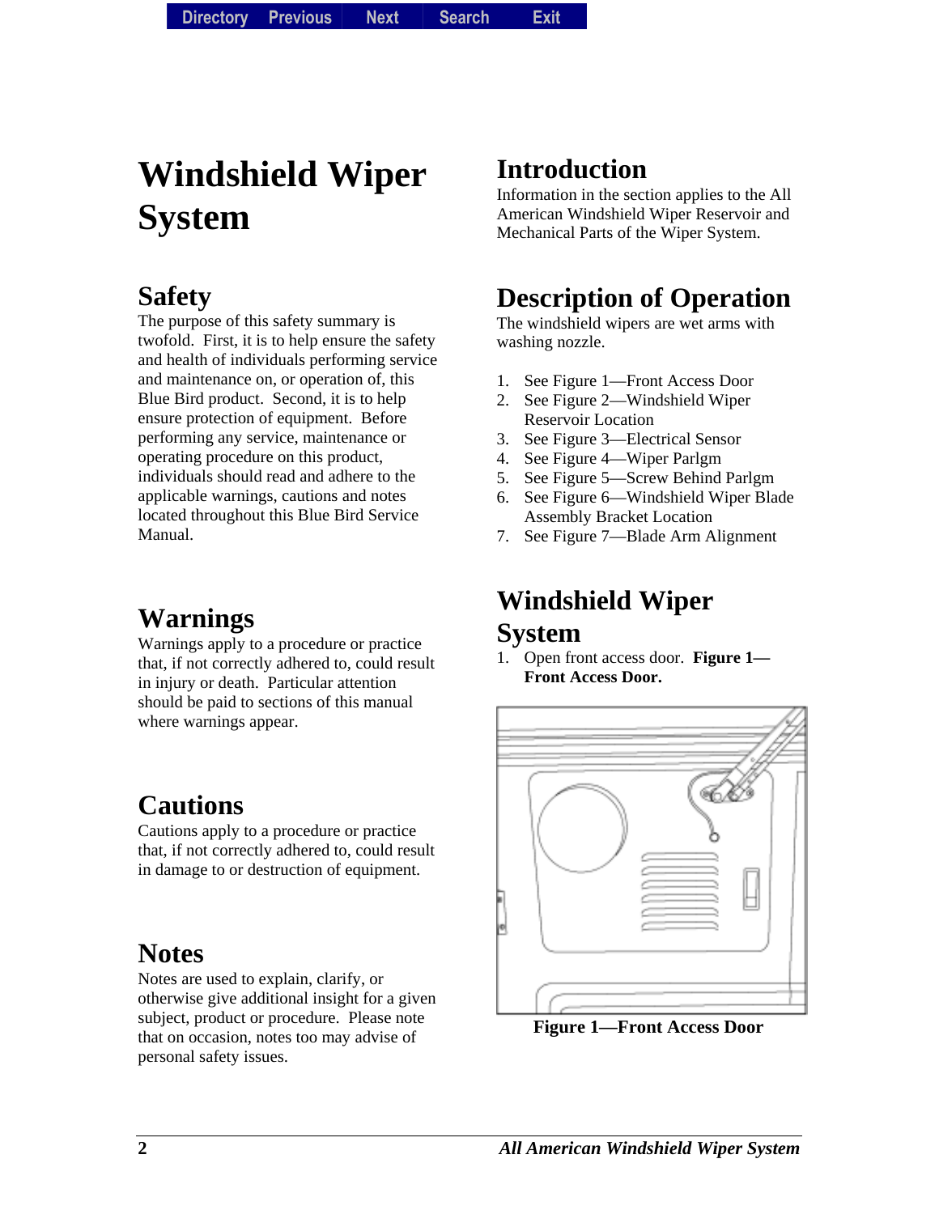# Windshield Wiper System

## Safety

The purpose of this safety summary is twofold. First, it is to help ensure the safety and health of individuals performing service and maintenance on, or operation of, this Blue Bird product. Second, it is to help ensure protection of equipment. Before performing any service, maintenance or operating procedure on this product, individuals should read and adhere to the applicable warnings, cautions and notes located throughout this Blue Bird Service Manual.

## Warnings

Warnings apply to a procedure or practice that, if not correctly adhered to, could result in injury or death. Particular attention should be paid to sections of this manual where warnings appear.

## Cautions

Cautions apply to a procedure or practice that, if not correctly adhered to, could result in damage to or destruction of equipment.

## Notes

Notes are used to explain, clarify, or otherwise give additional insight for a given subject, product or procedure. Please note that on occasion, notes too may advise of personal safety issues.

## Introduction

Information in the section applies to the All American Windshield Wiper Reservoir and Mechanical Parts of the Wiper System.

## Description of Operation

The windshield wipers are wet arms with washing nozzle.

1. See Figure 1—Front Access Door
2. See Figure 2—Windshield Wiper Reservoir Location
3. See Figure 3—Electrical Sensor
4. See Figure 4—Wiper Parlgm
5. See Figure 5—Screw Behind Parlgm
6. See Figure 6—Windshield Wiper Blade Assembly Bracket Location
7. See Figure 7—Blade Arm Alignment

## Windshield Wiper System

1. Open front access door. **Figure 1—Front Access Door.**

**Figure 1—Front Access Door**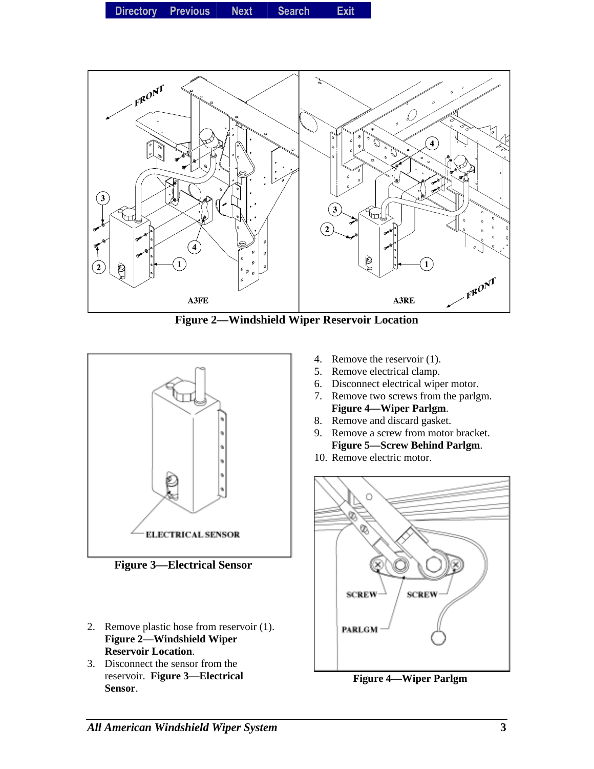Figure 2—Windshield Wiper Reservoir Location

Figure 3—Electrical Sensor

2. Remove plastic hose from reservoir (1). **Figure 2—Windshield Wiper Reservoir Location**.
3. Disconnect the sensor from the reservoir. **Figure 3—Electrical Sensor**.
4. Remove the reservoir (1).
5. Remove electrical clamp.
6. Disconnect electrical wiper motor.
7. Remove two screws from the parlgm. **Figure 4—Wiper Parlgm**.
8. Remove and discard gasket.
9. Remove a screw from motor bracket. **Figure 5—Screw Behind Parlgm**.
10. Remove electric motor.

Figure 4—Wiper Parlgm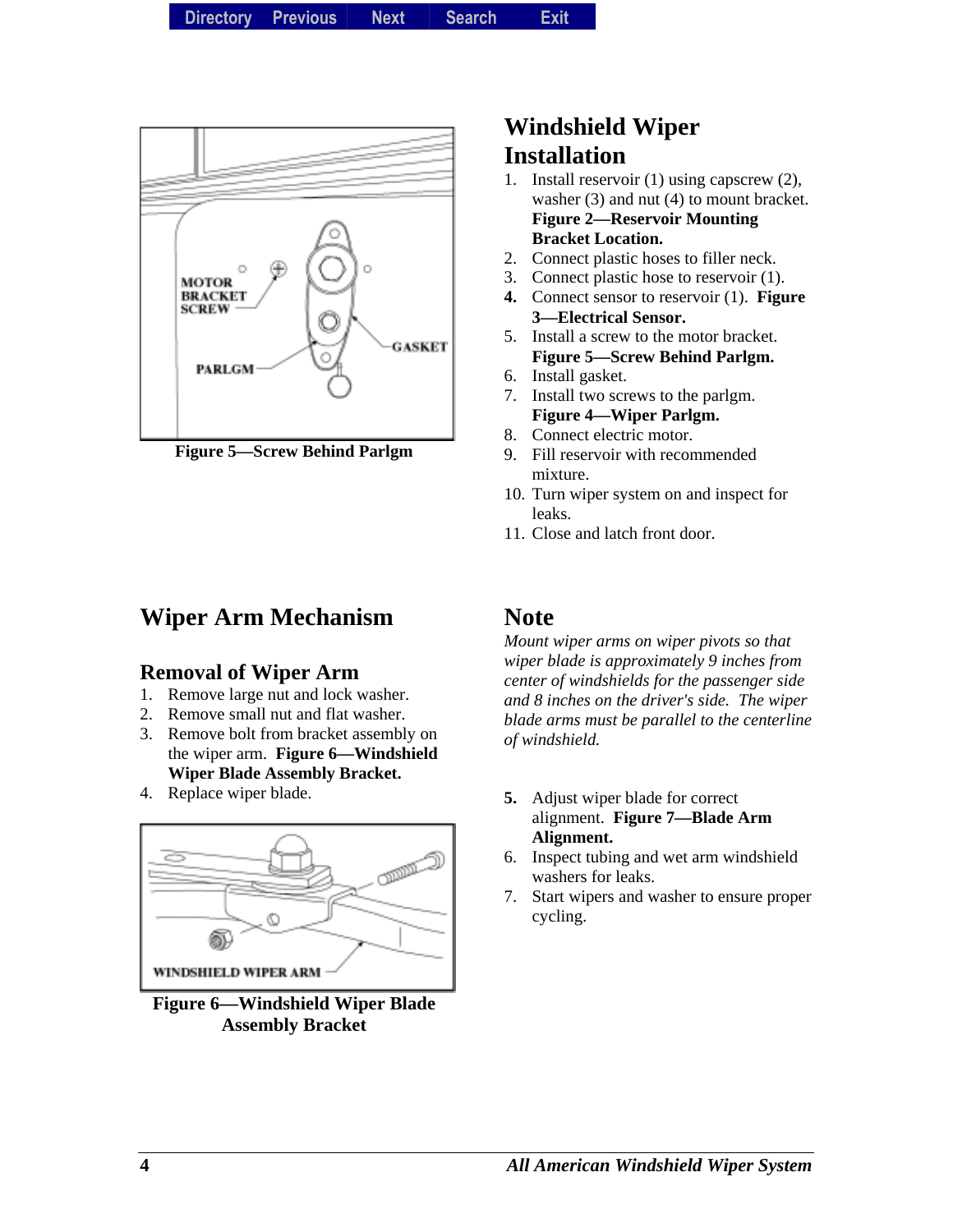Figure 5—Screw Behind Parlgm

## Windshield Wiper Installation

1. Install reservoir (1) using capscrew (2), washer (3) and nut (4) to mount bracket. **Figure 2—Reservoir Mounting Bracket Location.**
2. Connect plastic hoses to filler neck.
3. Connect plastic hose to reservoir (1).
4. Connect sensor to reservoir (1). **Figure 3—Electrical Sensor.**
5. Install a screw to the motor bracket. **Figure 5—Screw Behind Parlgm.**
6. Install gasket.
7. Install two screws to the parlgm. **Figure 4—Wiper Parlgm.**
8. Connect electric motor.
9. Fill reservoir with recommended mixture.
10. Turn wiper system on and inspect for leaks.
11. Close and latch front door.

## Wiper Arm Mechanism

### Removal of Wiper Arm

1. Remove large nut and lock washer.
2. Remove small nut and flat washer.
3. Remove bolt from bracket assembly on the wiper arm. **Figure 6—Windshield Wiper Blade Assembly Bracket.**
4. Replace wiper blade.

Figure 6—Windshield Wiper Blade Assembly Bracket

## Note

*Mount wiper arms on wiper pivots so that wiper blade is approximately 9 inches from center of windshields for the passenger side and 8 inches on the driver's side. The wiper blade arms must be parallel to the centerline of windshield.*

5. Adjust wiper blade for correct alignment. **Figure 7—Blade Arm Alignment.**
6. Inspect tubing and wet arm windshield washers for leaks.
7. Start wipers and washer to ensure proper cycling.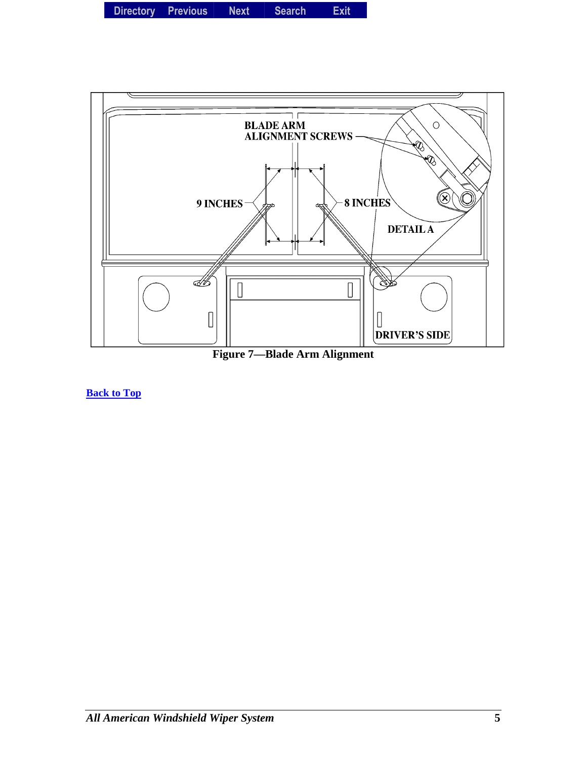BLADE ARM
ALIGNMENT SCREWS
9 INCHES
8 INCHES
DETAIL A
DRIVER'S SIDE

**Figure 7—Blade Arm Alignment**

**Back to Top**